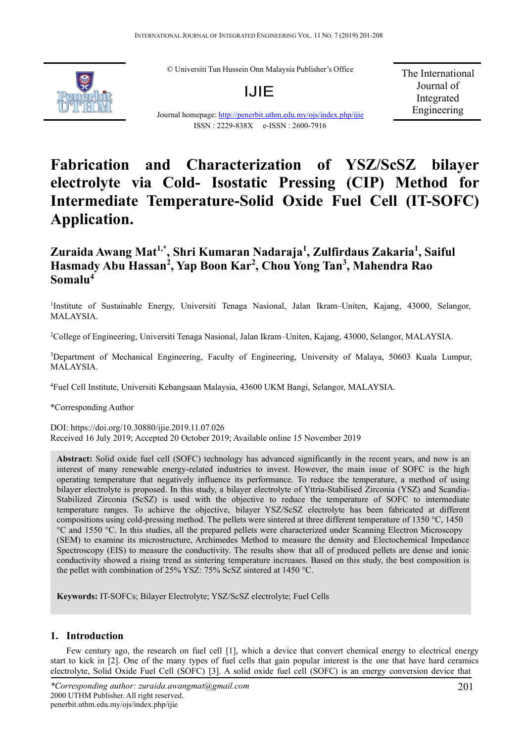© Universiti Tun Hussein Onn Malaysia Publisher's Office

IJIE

Journal homepage: http://penerbit.uthm.edu.my/ojs/index.php/ijie

ISSN : 2229-838X e-ISSN : 2600-7916

The International Journal of Integrated Engineering

# Fabrication and Characterization of YSZ/ScSZ bilayer electrolyte via Cold- Isostatic Pressing (CIP) Method for Intermediate Temperature-Solid Oxide Fuel Cell (IT-SOFC) Application.

**Zuraida Awang Mat[1,*], Shri Kumaran Nadaraja[1], Zulfirdaus Zakaria[1], Saiful Hasmady Abu Hassan[2], Yap Boon Kar[2], Chou Yong Tan[3], Mahendra Rao Somalu[4]**

[1]Institute of Sustainable Energy, Universiti Tenaga Nasional, Jalan Ikram–Uniten, Kajang, 43000, Selangor, MALAYSIA.

[2]College of Engineering, Universiti Tenaga Nasional, Jalan Ikram–Uniten, Kajang, 43000, Selangor, MALAYSIA.

[3]Department of Mechanical Engineering, Faculty of Engineering, University of Malaya, 50603 Kuala Lumpur, MALAYSIA.

[4]Fuel Cell Institute, Universiti Kebangsaan Malaysia, 43600 UKM Bangi, Selangor, MALAYSIA.

*Corresponding Author

DOI: https://doi.org/10.30880/ijie.2019.11.07.026

Received 16 July 2019; Accepted 20 October 2019; Available online 15 November 2019

**Abstract:** Solid oxide fuel cell (SOFC) technology has advanced significantly in the recent years, and now is an interest of many renewable energy-related industries to invest. However, the main issue of SOFC is the high operating temperature that negatively influence its performance. To reduce the temperature, a method of using bilayer electrolyte is proposed. In this study, a bilayer electrolyte of Yttria-Stabilised Zirconia (YSZ) and Scandia-Stabilized Zirconia (ScSZ) is used with the objective to reduce the temperature of SOFC to intermediate temperature ranges. To achieve the objective, bilayer YSZ/ScSZ electrolyte has been fabricated at different compositions using cold-pressing method. The pellets were sintered at three different temperature of 1350 °C, 1450 °C and 1550 °C. In this studies, all the prepared pellets were characterized under Scanning Electron Microscopy (SEM) to examine its microstructure, Archimedes Method to measure the density and Electochemical Impedance Spectroscopy (EIS) to measure the conductivity. The results show that all of produced pellets are dense and ionic conductivity showed a rising trend as sintering temperature increases. Based on this study, the best composition is the pellet with combination of 25% YSZ: 75% ScSZ sintered at 1450 °C.

**Keywords:** IT-SOFCs; Bilayer Electrolyte; YSZ/ScSZ electrolyte; Fuel Cells

## 1. Introduction

Few century ago, the research on fuel cell [1], which a device that convert chemical energy to electrical energy start to kick in [2]. One of the many types of fuel cells that gain popular interest is the one that have hard ceramics electrolyte, Solid Oxide Fuel Cell (SOFC) [3]. A solid oxide fuel cell (SOFC) is an energy conversion device that

*\*Corresponding author: zuraida.awangmat@gmail.com*
2000 UTHM Publisher. All right reserved.
penerbit.uthm.edu.my/ojs/index.php/ijie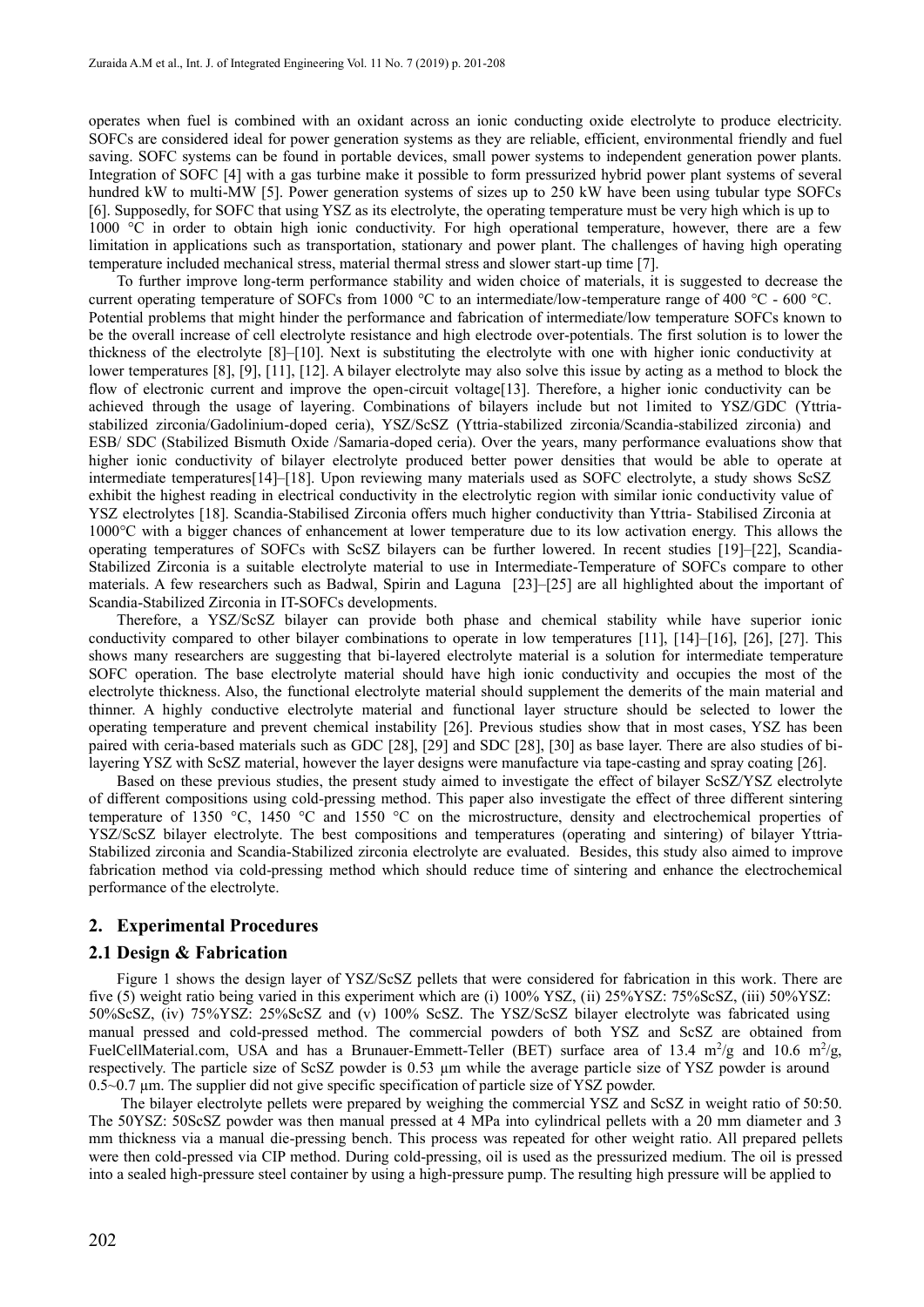operates when fuel is combined with an oxidant across an ionic conducting oxide electrolyte to produce electricity. SOFCs are considered ideal for power generation systems as they are reliable, efficient, environmental friendly and fuel saving. SOFC systems can be found in portable devices, small power systems to independent generation power plants. Integration of SOFC [4] with a gas turbine make it possible to form pressurized hybrid power plant systems of several hundred kW to multi-MW [5]. Power generation systems of sizes up to 250 kW have been using tubular type SOFCs [6]. Supposedly, for SOFC that using YSZ as its electrolyte, the operating temperature must be very high which is up to 1000 °C in order to obtain high ionic conductivity. For high operational temperature, however, there are a few limitation in applications such as transportation, stationary and power plant. The challenges of having high operating temperature included mechanical stress, material thermal stress and slower start-up time [7].

To further improve long-term performance stability and widen choice of materials, it is suggested to decrease the current operating temperature of SOFCs from 1000 °C to an intermediate/low-temperature range of 400 °C - 600 °C. Potential problems that might hinder the performance and fabrication of intermediate/low temperature SOFCs known to be the overall increase of cell electrolyte resistance and high electrode over-potentials. The first solution is to lower the thickness of the electrolyte [8]–[10]. Next is substituting the electrolyte with one with higher ionic conductivity at lower temperatures [8], [9], [11], [12]. A bilayer electrolyte may also solve this issue by acting as a method to block the flow of electronic current and improve the open-circuit voltage[13]. Therefore, a higher ionic conductivity can be achieved through the usage of layering. Combinations of bilayers include but not limited to YSZ/GDC (Yttria-stabilized zirconia/Gadolinium-doped ceria), YSZ/ScSZ (Yttria-stabilized zirconia/Scandia-stabilized zirconia) and ESB/ SDC (Stabilized Bismuth Oxide /Samaria-doped ceria). Over the years, many performance evaluations show that higher ionic conductivity of bilayer electrolyte produced better power densities that would be able to operate at intermediate temperatures[14]–[18]. Upon reviewing many materials used as SOFC electrolyte, a study shows ScSZ exhibit the highest reading in electrical conductivity in the electrolytic region with similar ionic conductivity value of YSZ electrolytes [18]. Scandia-Stabilised Zirconia offers much higher conductivity than Yttria- Stabilised Zirconia at 1000°C with a bigger chances of enhancement at lower temperature due to its low activation energy. This allows the operating temperatures of SOFCs with ScSZ bilayers can be further lowered. In recent studies [19]–[22], Scandia-Stabilized Zirconia is a suitable electrolyte material to use in Intermediate-Temperature of SOFCs compare to other materials. A few researchers such as Badwal, Spirin and Laguna [23]–[25] are all highlighted about the important of Scandia-Stabilized Zirconia in IT-SOFCs developments.

Therefore, a YSZ/ScSZ bilayer can provide both phase and chemical stability while have superior ionic conductivity compared to other bilayer combinations to operate in low temperatures [11], [14]–[16], [26], [27]. This shows many researchers are suggesting that bi-layered electrolyte material is a solution for intermediate temperature SOFC operation. The base electrolyte material should have high ionic conductivity and occupies the most of the electrolyte thickness. Also, the functional electrolyte material should supplement the demerits of the main material and thinner. A highly conductive electrolyte material and functional layer structure should be selected to lower the operating temperature and prevent chemical instability [26]. Previous studies show that in most cases, YSZ has been paired with ceria-based materials such as GDC [28], [29] and SDC [28], [30] as base layer. There are also studies of bi-layering YSZ with ScSZ material, however the layer designs were manufacture via tape-casting and spray coating [26].

Based on these previous studies, the present study aimed to investigate the effect of bilayer ScSZ/YSZ electrolyte of different compositions using cold-pressing method. This paper also investigate the effect of three different sintering temperature of 1350 °C, 1450 °C and 1550 °C on the microstructure, density and electrochemical properties of YSZ/ScSZ bilayer electrolyte. The best compositions and temperatures (operating and sintering) of bilayer Yttria-Stabilized zirconia and Scandia-Stabilized zirconia electrolyte are evaluated. Besides, this study also aimed to improve fabrication method via cold-pressing method which should reduce time of sintering and enhance the electrochemical performance of the electrolyte.

## 2. Experimental Procedures

### 2.1 Design & Fabrication

Figure 1 shows the design layer of YSZ/ScSZ pellets that were considered for fabrication in this work. There are five (5) weight ratio being varied in this experiment which are (i) 100% YSZ, (ii) 25%YSZ: 75%ScSZ, (iii) 50%YSZ: 50%ScSZ, (iv) 75%YSZ: 25%ScSZ and (v) 100% ScSZ. The YSZ/ScSZ bilayer electrolyte was fabricated using manual pressed and cold-pressed method. The commercial powders of both YSZ and ScSZ are obtained from FuelCellMaterial.com, USA and has a Brunauer-Emmett-Teller (BET) surface area of 13.4 $m^2/g$ and 10.6 $m^2/g$, respectively. The particle size of ScSZ powder is 0.53 µm while the average particle size of YSZ powder is around 0.5~0.7 µm. The supplier did not give specific specification of particle size of YSZ powder.

The bilayer electrolyte pellets were prepared by weighing the commercial YSZ and ScSZ in weight ratio of 50:50. The 50YSZ: 50ScSZ powder was then manual pressed at 4 MPa into cylindrical pellets with a 20 mm diameter and 3 mm thickness via a manual die-pressing bench. This process was repeated for other weight ratio. All prepared pellets were then cold-pressed via CIP method. During cold-pressing, oil is used as the pressurized medium. The oil is pressed into a sealed high-pressure steel container by using a high-pressure pump. The resulting high pressure will be applied to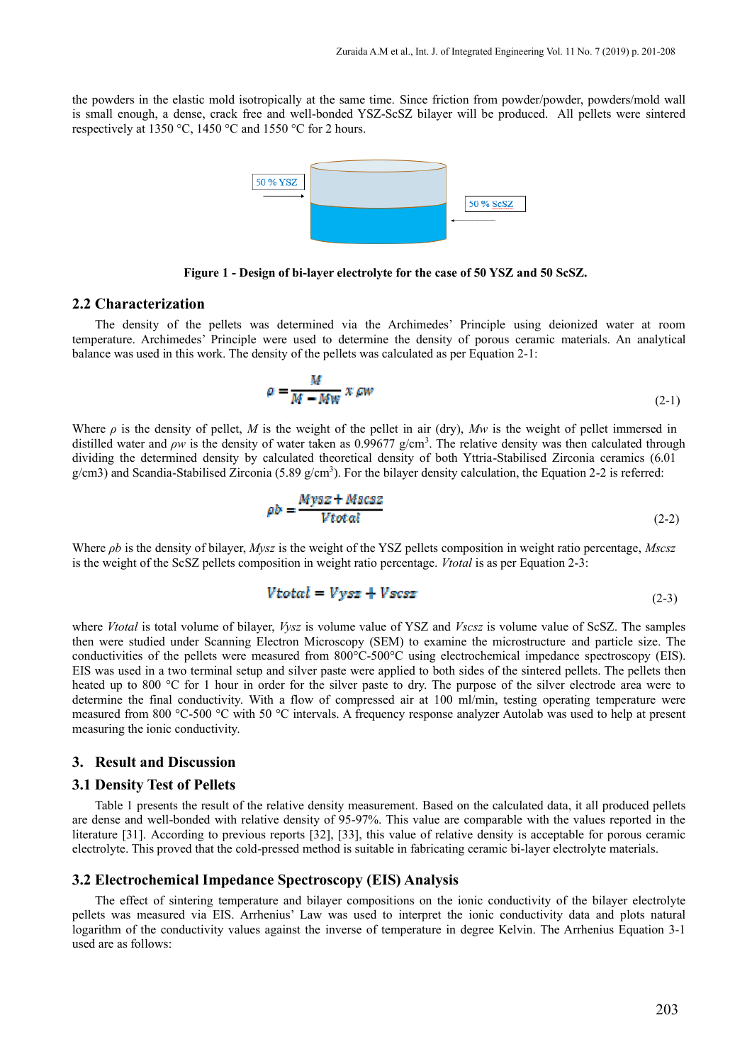the powders in the elastic mold isotropically at the same time. Since friction from powder/powder, powders/mold wall is small enough, a dense, crack free and well-bonded YSZ-ScSZ bilayer will be produced. All pellets were sintered respectively at 1350 °C, 1450 °C and 1550 °C for 2 hours.

50 % YSZ

50 % ScSZ

**Figure 1 - Design of bi-layer electrolyte for the case of 50 YSZ and 50 ScSZ.**

## 2.2 Characterization

The density of the pellets was determined via the Archimedes' Principle using deionized water at room temperature. Archimedes' Principle were used to determine the density of porous ceramic materials. An analytical balance was used in this work. The density of the pellets was calculated as per Equation 2-1:

$$\rho = \frac{M}{M - Mw} \times \rho w \tag{2-1}$$

Where $\rho$ is the density of pellet, $M$ is the weight of the pellet in air (dry), $Mw$ is the weight of pellet immersed in distilled water and $\rho w$ is the density of water taken as 0.99677 g/cm$^3$. The relative density was then calculated through dividing the determined density by calculated theoretical density of both Yttria-Stabilised Zirconia ceramics (6.01 g/cm3) and Scandia-Stabilised Zirconia (5.89 g/cm$^3$). For the bilayer density calculation, the Equation 2-2 is referred:

$$\rho b = \frac{Mysz + Mscsz}{Vtotal} \tag{2-2}$$

Where $\rho b$ is the density of bilayer, *Mysz* is the weight of the YSZ pellets composition in weight ratio percentage, *Mscsz* is the weight of the ScSZ pellets composition in weight ratio percentage. *Vtotal* is as per Equation 2-3:

$$Vtotal = Vysz + Vscsz \tag{2-3}$$

where *Vtotal* is total volume of bilayer, *Vysz* is volume value of YSZ and *Vscsz* is volume value of ScSZ. The samples then were studied under Scanning Electron Microscopy (SEM) to examine the microstructure and particle size. The conductivities of the pellets were measured from 800°C-500°C using electrochemical impedance spectroscopy (EIS). EIS was used in a two terminal setup and silver paste were applied to both sides of the sintered pellets. The pellets then heated up to 800 °C for 1 hour in order for the silver paste to dry. The purpose of the silver electrode area were to determine the final conductivity. With a flow of compressed air at 100 ml/min, testing operating temperature were measured from 800 °C-500 °C with 50 °C intervals. A frequency response analyzer Autolab was used to help at present measuring the ionic conductivity.

## 3. Result and Discussion

### 3.1 Density Test of Pellets

Table 1 presents the result of the relative density measurement. Based on the calculated data, it all produced pellets are dense and well-bonded with relative density of 95-97%. This value are comparable with the values reported in the literature [31]. According to previous reports [32], [33], this value of relative density is acceptable for porous ceramic electrolyte. This proved that the cold-pressed method is suitable in fabricating ceramic bi-layer electrolyte materials.

### 3.2 Electrochemical Impedance Spectroscopy (EIS) Analysis

The effect of sintering temperature and bilayer compositions on the ionic conductivity of the bilayer electrolyte pellets was measured via EIS. Arrhenius' Law was used to interpret the ionic conductivity data and plots natural logarithm of the conductivity values against the inverse of temperature in degree Kelvin. The Arrhenius Equation 3-1 used are as follows: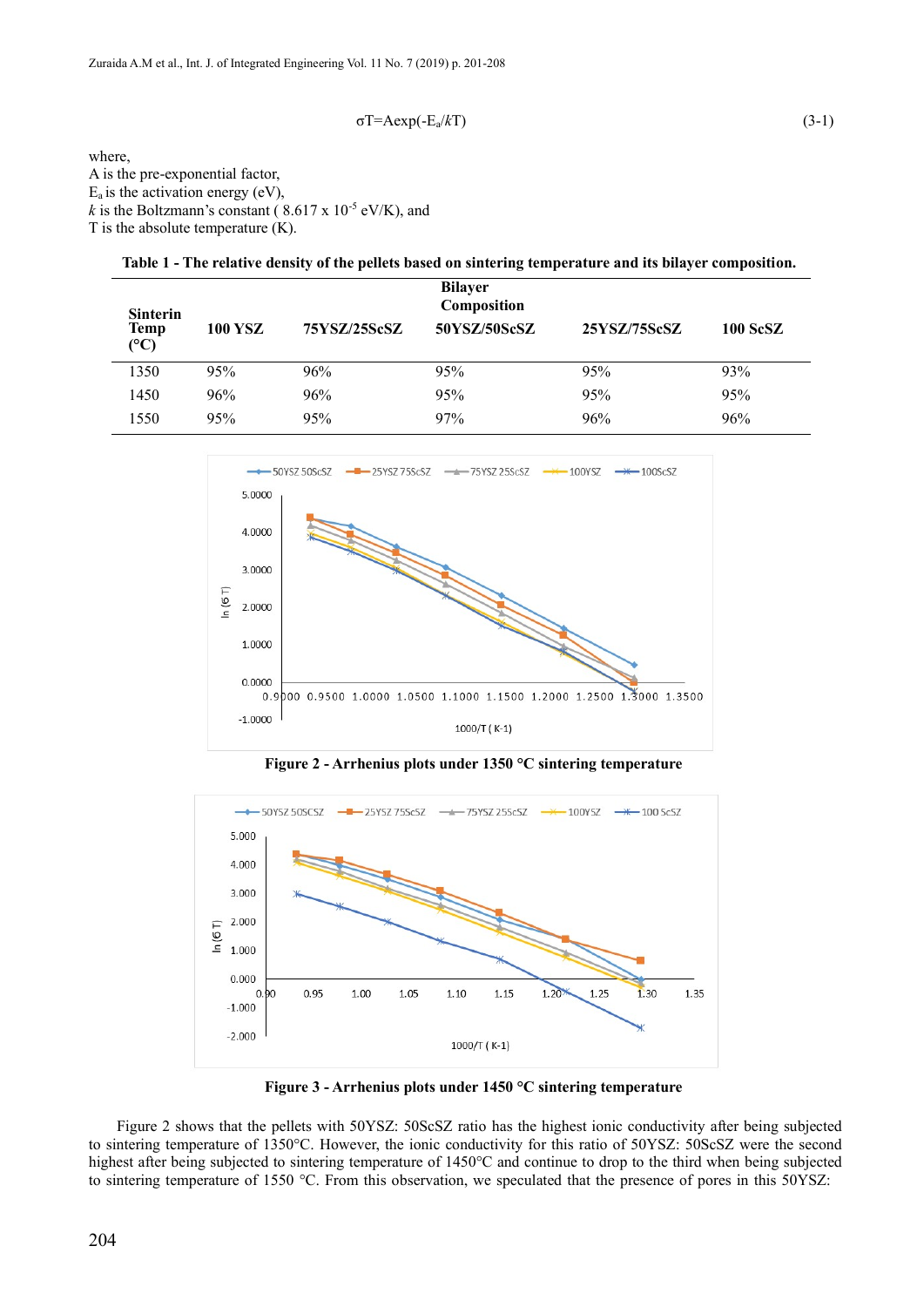$$\sigma T = A\exp(-E_a/kT) \tag{3-1}$$

where,
A is the pre-exponential factor,
$E_a$ is the activation energy (eV),
$k$ is the Boltzmann's constant ( $8.617 \times 10^{-5}$ eV/K), and
T is the absolute temperature (K).

**Table 1 - The relative density of the pellets based on sintering temperature and its bilayer composition.**

| Sinterin Temp (°C) | Bilayer Composition | | | | |
|---|---|---|---|---|---|
| | 100 YSZ | 75YSZ/25ScSZ | 50YSZ/50ScSZ | 25YSZ/75ScSZ | 100 ScSZ |
| 1350 | 95% | 96% | 95% | 95% | 93% |
| 1450 | 96% | 96% | 95% | 95% | 95% |
| 1550 | 95% | 95% | 97% | 96% | 96% |

**Figure 2 - Arrhenius plots under 1350 °C sintering temperature**

**Figure 3 - Arrhenius plots under 1450 °C sintering temperature**

Figure 2 shows that the pellets with 50YSZ: 50ScSZ ratio has the highest ionic conductivity after being subjected to sintering temperature of 1350°C. However, the ionic conductivity for this ratio of 50YSZ: 50ScSZ were the second highest after being subjected to sintering temperature of 1450°C and continue to drop to the third when being subjected to sintering temperature of 1550 °C. From this observation, we speculated that the presence of pores in this 50YSZ: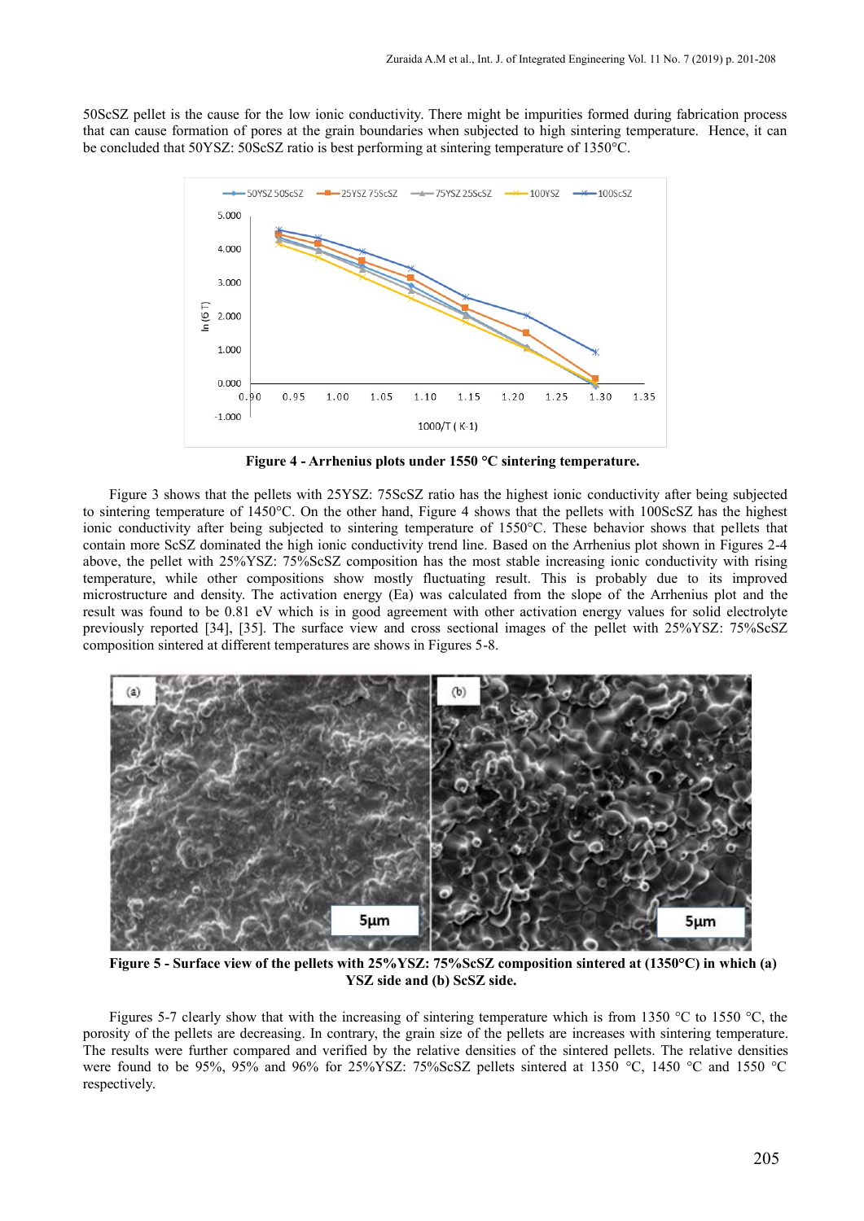50ScSZ pellet is the cause for the low ionic conductivity. There might be impurities formed during fabrication process that can cause formation of pores at the grain boundaries when subjected to high sintering temperature. Hence, it can be concluded that 50YSZ: 50ScSZ ratio is best performing at sintering temperature of 1350°C.

**Figure 4 - Arrhenius plots under 1550 °C sintering temperature.**

Figure 3 shows that the pellets with 25YSZ: 75ScSZ ratio has the highest ionic conductivity after being subjected to sintering temperature of 1450°C. On the other hand, Figure 4 shows that the pellets with 100ScSZ has the highest ionic conductivity after being subjected to sintering temperature of 1550°C. These behavior shows that pellets that contain more ScSZ dominated the high ionic conductivity trend line. Based on the Arrhenius plot shown in Figures 2-4 above, the pellet with 25%YSZ: 75%ScSZ composition has the most stable increasing ionic conductivity with rising temperature, while other compositions show mostly fluctuating result. This is probably due to its improved microstructure and density. The activation energy (Ea) was calculated from the slope of the Arrhenius plot and the result was found to be 0.81 eV which is in good agreement with other activation energy values for solid electrolyte previously reported [34], [35]. The surface view and cross sectional images of the pellet with 25%YSZ: 75%ScSZ composition sintered at different temperatures are shows in Figures 5-8.

**Figure 5 - Surface view of the pellets with 25%YSZ: 75%ScSZ composition sintered at (1350°C) in which (a) YSZ side and (b) ScSZ side.**

Figures 5-7 clearly show that with the increasing of sintering temperature which is from 1350 °C to 1550 °C, the porosity of the pellets are decreasing. In contrary, the grain size of the pellets are increases with sintering temperature. The results were further compared and verified by the relative densities of the sintered pellets. The relative densities were found to be 95%, 95% and 96% for 25%YSZ: 75%ScSZ pellets sintered at 1350 °C, 1450 °C and 1550 °C respectively.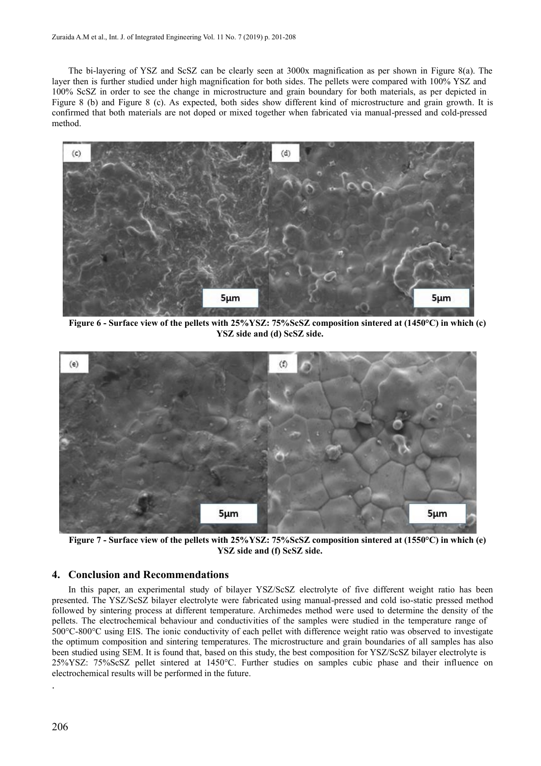The bi-layering of YSZ and ScSZ can be clearly seen at 3000x magnification as per shown in Figure 8(a). The layer then is further studied under high magnification for both sides. The pellets were compared with 100% YSZ and 100% ScSZ in order to see the change in microstructure and grain boundary for both materials, as per depicted in Figure 8 (b) and Figure 8 (c). As expected, both sides show different kind of microstructure and grain growth. It is confirmed that both materials are not doped or mixed together when fabricated via manual-pressed and cold-pressed method.

**Figure 6 - Surface view of the pellets with 25%YSZ: 75%ScSZ composition sintered at (1450°C) in which (c) YSZ side and (d) ScSZ side.**

**Figure 7 - Surface view of the pellets with 25%YSZ: 75%ScSZ composition sintered at (1550°C) in which (e) YSZ side and (f) ScSZ side.**

## 4. Conclusion and Recommendations

In this paper, an experimental study of bilayer YSZ/ScSZ electrolyte of five different weight ratio has been presented. The YSZ/ScSZ bilayer electrolyte were fabricated using manual-pressed and cold iso-static pressed method followed by sintering process at different temperature. Archimedes method were used to determine the density of the pellets. The electrochemical behaviour and conductivities of the samples were studied in the temperature range of 500°C-800°C using EIS. The ionic conductivity of each pellet with difference weight ratio was observed to investigate the optimum composition and sintering temperatures. The microstructure and grain boundaries of all samples has also been studied using SEM. It is found that, based on this study, the best composition for YSZ/ScSZ bilayer electrolyte is 25%YSZ: 75%ScSZ pellet sintered at 1450°C. Further studies on samples cubic phase and their influence on electrochemical results will be performed in the future.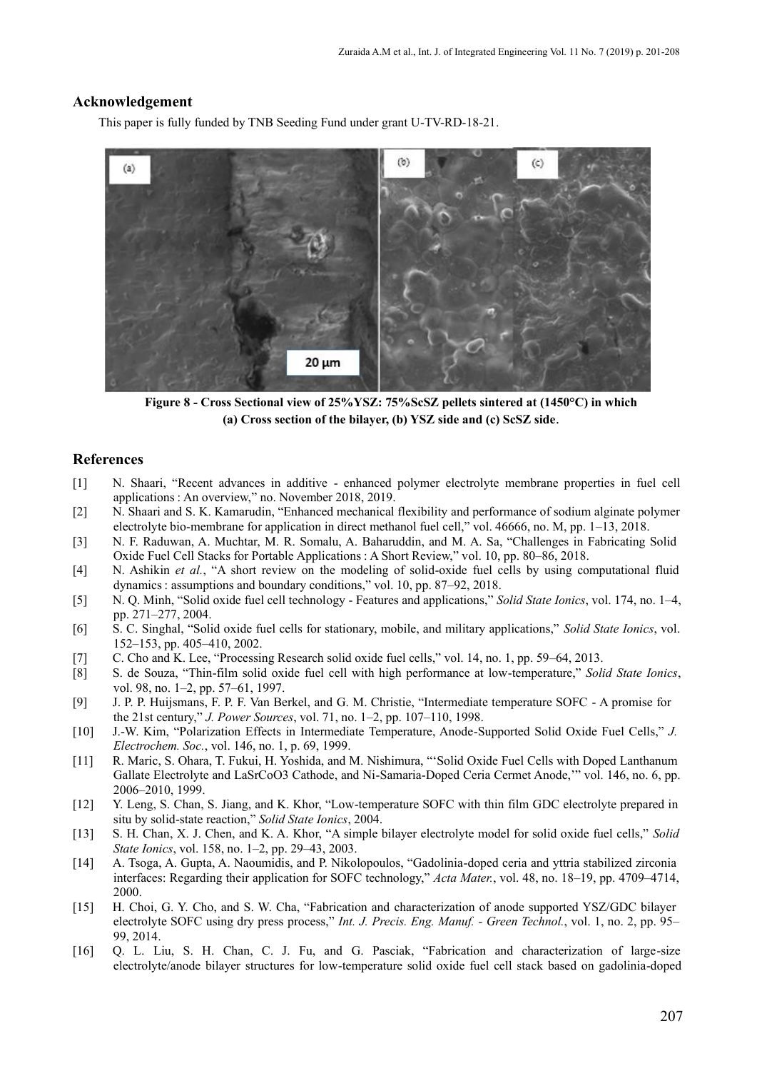## Acknowledgement

This paper is fully funded by TNB Seeding Fund under grant U-TV-RD-18-21.

**Figure 8 - Cross Sectional view of 25%YSZ: 75%ScSZ pellets sintered at (1450°C) in which (a) Cross section of the bilayer, (b) YSZ side and (c) ScSZ side.**

## References

[1] N. Shaari, "Recent advances in additive - enhanced polymer electrolyte membrane properties in fuel cell applications : An overview," no. November 2018, 2019.

[2] N. Shaari and S. K. Kamarudin, "Enhanced mechanical flexibility and performance of sodium alginate polymer electrolyte bio-membrane for application in direct methanol fuel cell," vol. 46666, no. M, pp. 1–13, 2018.

[3] N. F. Raduwan, A. Muchtar, M. R. Somalu, A. Baharuddin, and M. A. Sa, "Challenges in Fabricating Solid Oxide Fuel Cell Stacks for Portable Applications : A Short Review," vol. 10, pp. 80–86, 2018.

[4] N. Ashikin *et al.*, "A short review on the modeling of solid-oxide fuel cells by using computational fluid dynamics : assumptions and boundary conditions," vol. 10, pp. 87–92, 2018.

[5] N. Q. Minh, "Solid oxide fuel cell technology - Features and applications," *Solid State Ionics*, vol. 174, no. 1–4, pp. 271–277, 2004.

[6] S. C. Singhal, "Solid oxide fuel cells for stationary, mobile, and military applications," *Solid State Ionics*, vol. 152–153, pp. 405–410, 2002.

[7] C. Cho and K. Lee, "Processing Research solid oxide fuel cells," vol. 14, no. 1, pp. 59–64, 2013.

[8] S. de Souza, "Thin-film solid oxide fuel cell with high performance at low-temperature," *Solid State Ionics*, vol. 98, no. 1–2, pp. 57–61, 1997.

[9] J. P. P. Huijsmans, F. P. F. Van Berkel, and G. M. Christie, "Intermediate temperature SOFC - A promise for the 21st century," *J. Power Sources*, vol. 71, no. 1–2, pp. 107–110, 1998.

[10] J.-W. Kim, "Polarization Effects in Intermediate Temperature, Anode-Supported Solid Oxide Fuel Cells," *J. Electrochem. Soc.*, vol. 146, no. 1, p. 69, 1999.

[11] R. Maric, S. Ohara, T. Fukui, H. Yoshida, and M. Nishimura, "'Solid Oxide Fuel Cells with Doped Lanthanum Gallate Electrolyte and LaSrCoO3 Cathode, and Ni-Samaria-Doped Ceria Cermet Anode,'" vol. 146, no. 6, pp. 2006–2010, 1999.

[12] Y. Leng, S. Chan, S. Jiang, and K. Khor, "Low-temperature SOFC with thin film GDC electrolyte prepared in situ by solid-state reaction," *Solid State Ionics*, 2004.

[13] S. H. Chan, X. J. Chen, and K. A. Khor, "A simple bilayer electrolyte model for solid oxide fuel cells," *Solid State Ionics*, vol. 158, no. 1–2, pp. 29–43, 2003.

[14] A. Tsoga, A. Gupta, A. Naoumidis, and P. Nikolopoulos, "Gadolinia-doped ceria and yttria stabilized zirconia interfaces: Regarding their application for SOFC technology," *Acta Mater.*, vol. 48, no. 18–19, pp. 4709–4714, 2000.

[15] H. Choi, G. Y. Cho, and S. W. Cha, "Fabrication and characterization of anode supported YSZ/GDC bilayer electrolyte SOFC using dry press process," *Int. J. Precis. Eng. Manuf. - Green Technol.*, vol. 1, no. 2, pp. 95–99, 2014.

[16] Q. L. Liu, S. H. Chan, C. J. Fu, and G. Pasciak, "Fabrication and characterization of large-size electrolyte/anode bilayer structures for low-temperature solid oxide fuel cell stack based on gadolinia-doped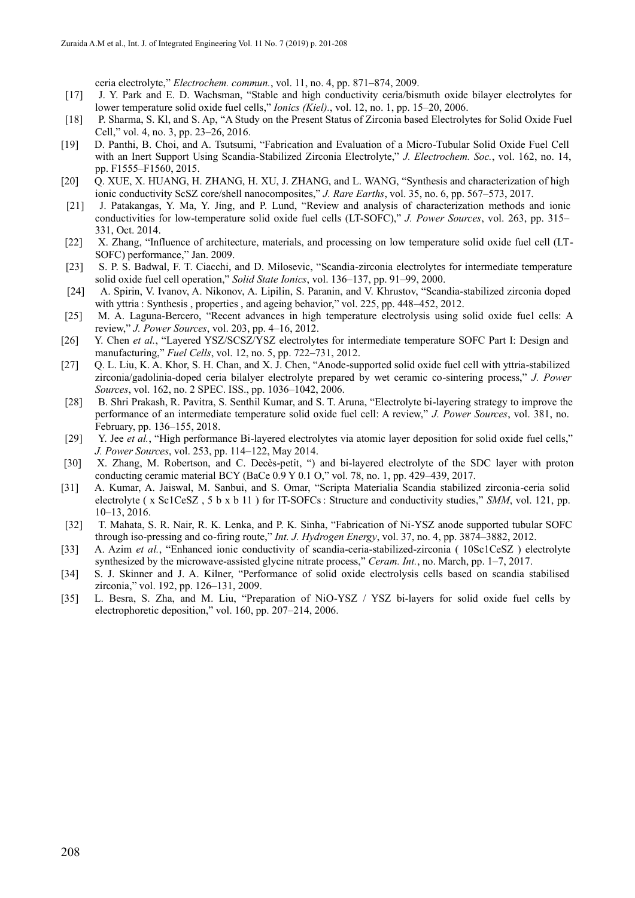ceria electrolyte," *Electrochem. commun.*, vol. 11, no. 4, pp. 871–874, 2009.

[17] J. Y. Park and E. D. Wachsman, "Stable and high conductivity ceria/bismuth oxide bilayer electrolytes for lower temperature solid oxide fuel cells," *Ionics (Kiel).*, vol. 12, no. 1, pp. 15–20, 2006.

[18] P. Sharma, S. Kl, and S. Ap, "A Study on the Present Status of Zirconia based Electrolytes for Solid Oxide Fuel Cell," vol. 4, no. 3, pp. 23–26, 2016.

[19] D. Panthi, B. Choi, and A. Tsutsumi, "Fabrication and Evaluation of a Micro-Tubular Solid Oxide Fuel Cell with an Inert Support Using Scandia-Stabilized Zirconia Electrolyte," *J. Electrochem. Soc.*, vol. 162, no. 14, pp. F1555–F1560, 2015.

[20] Q. XUE, X. HUANG, H. ZHANG, H. XU, J. ZHANG, and L. WANG, "Synthesis and characterization of high ionic conductivity ScSZ core/shell nanocomposites," *J. Rare Earths*, vol. 35, no. 6, pp. 567–573, 2017.

[21] J. Patakangas, Y. Ma, Y. Jing, and P. Lund, "Review and analysis of characterization methods and ionic conductivities for low-temperature solid oxide fuel cells (LT-SOFC)," *J. Power Sources*, vol. 263, pp. 315–331, Oct. 2014.

[22] X. Zhang, "Influence of architecture, materials, and processing on low temperature solid oxide fuel cell (LT-SOFC) performance," Jan. 2009.

[23] S. P. S. Badwal, F. T. Ciacchi, and D. Milosevic, "Scandia-zirconia electrolytes for intermediate temperature solid oxide fuel cell operation," *Solid State Ionics*, vol. 136–137, pp. 91–99, 2000.

[24] A. Spirin, V. Ivanov, A. Nikonov, A. Lipilin, S. Paranin, and V. Khrustov, "Scandia-stabilized zirconia doped with yttria : Synthesis , properties , and ageing behavior," vol. 225, pp. 448–452, 2012.

[25] M. A. Laguna-Bercero, "Recent advances in high temperature electrolysis using solid oxide fuel cells: A review," *J. Power Sources*, vol. 203, pp. 4–16, 2012.

[26] Y. Chen *et al.*, "Layered YSZ/SCSZ/YSZ electrolytes for intermediate temperature SOFC Part I: Design and manufacturing," *Fuel Cells*, vol. 12, no. 5, pp. 722–731, 2012.

[27] Q. L. Liu, K. A. Khor, S. H. Chan, and X. J. Chen, "Anode-supported solid oxide fuel cell with yttria-stabilized zirconia/gadolinia-doped ceria bilayer electrolyte prepared by wet ceramic co-sintering process," *J. Power Sources*, vol. 162, no. 2 SPEC. ISS., pp. 1036–1042, 2006.

[28] B. Shri Prakash, R. Pavitra, S. Senthil Kumar, and S. T. Aruna, "Electrolyte bi-layering strategy to improve the performance of an intermediate temperature solid oxide fuel cell: A review," *J. Power Sources*, vol. 381, no. February, pp. 136–155, 2018.

[29] Y. Jee *et al.*, "High performance Bi-layered electrolytes via atomic layer deposition for solid oxide fuel cells," *J. Power Sources*, vol. 253, pp. 114–122, May 2014.

[30] X. Zhang, M. Robertson, and C. Decès-petit, ") and bi-layered electrolyte of the SDC layer with proton conducting ceramic material BCY (BaCe 0.9 Y 0.1 O," vol. 78, no. 1, pp. 429–439, 2017.

[31] A. Kumar, A. Jaiswal, M. Sanbui, and S. Omar, "Scripta Materialia Scandia stabilized zirconia-ceria solid electrolyte ( x Sc1CeSZ , 5 b x b 11 ) for IT-SOFCs : Structure and conductivity studies," *SMM*, vol. 121, pp. 10–13, 2016.

[32] T. Mahata, S. R. Nair, R. K. Lenka, and P. K. Sinha, "Fabrication of Ni-YSZ anode supported tubular SOFC through iso-pressing and co-firing route," *Int. J. Hydrogen Energy*, vol. 37, no. 4, pp. 3874–3882, 2012.

[33] A. Azim *et al.*, "Enhanced ionic conductivity of scandia-ceria-stabilized-zirconia ( 10Sc1CeSZ ) electrolyte synthesized by the microwave-assisted glycine nitrate process," *Ceram. Int.*, no. March, pp. 1–7, 2017.

[34] S. J. Skinner and J. A. Kilner, "Performance of solid oxide electrolysis cells based on scandia stabilised zirconia," vol. 192, pp. 126–131, 2009.

[35] L. Besra, S. Zha, and M. Liu, "Preparation of NiO-YSZ / YSZ bi-layers for solid oxide fuel cells by electrophoretic deposition," vol. 160, pp. 207–214, 2006.